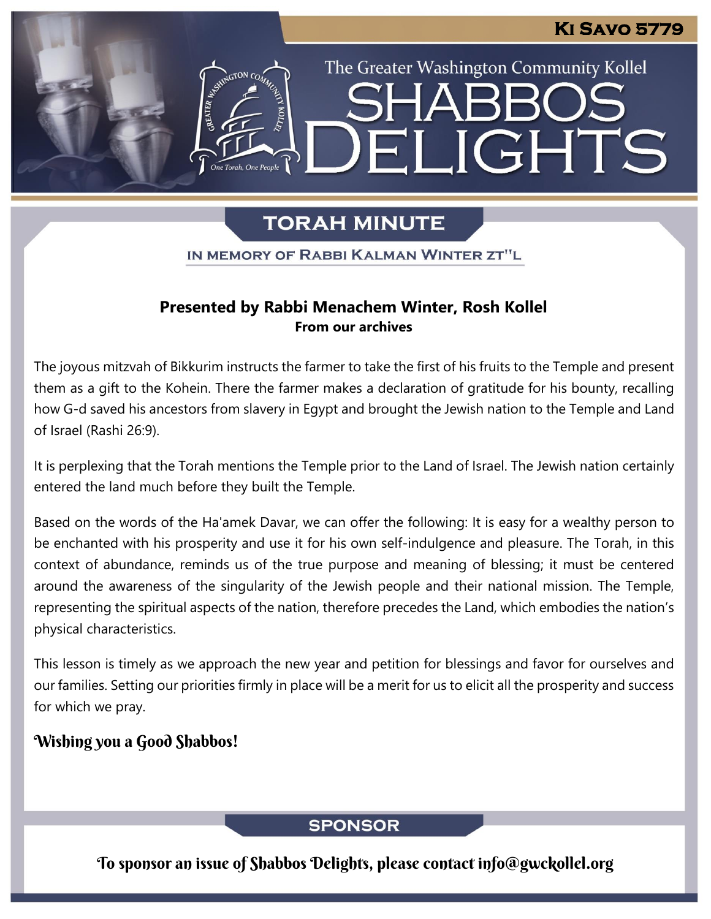Ki Savo 5779

The Greater Washington Community Kollel

# Shabbos Delights

## TORAH MINUTE

IN MEMORY OF RABBI KALMAN WINTER ZT"L

**Presented by Rabbi Menachem Winter, Rosh Kollel**
**From our archives**

The joyous mitzvah of Bikkurim instructs the farmer to take the first of his fruits to the Temple and present them as a gift to the Kohein. There the farmer makes a declaration of gratitude for his bounty, recalling how G-d saved his ancestors from slavery in Egypt and brought the Jewish nation to the Temple and Land of Israel (Rashi 26:9).

It is perplexing that the Torah mentions the Temple prior to the Land of Israel. The Jewish nation certainly entered the land much before they built the Temple.

Based on the words of the Ha'amek Davar, we can offer the following: It is easy for a wealthy person to be enchanted with his prosperity and use it for his own self-indulgence and pleasure. The Torah, in this context of abundance, reminds us of the true purpose and meaning of blessing; it must be centered around the awareness of the singularity of the Jewish people and their national mission. The Temple, representing the spiritual aspects of the nation, therefore precedes the Land, which embodies the nation's physical characteristics.

This lesson is timely as we approach the new year and petition for blessings and favor for ourselves and our families. Setting our priorities firmly in place will be a merit for us to elicit all the prosperity and success for which we pray.

*Wishing you a Good Shabbos!*

## SPONSOR

*To sponsor an issue of Shabbos Delights, please contact info@gwckollel.org*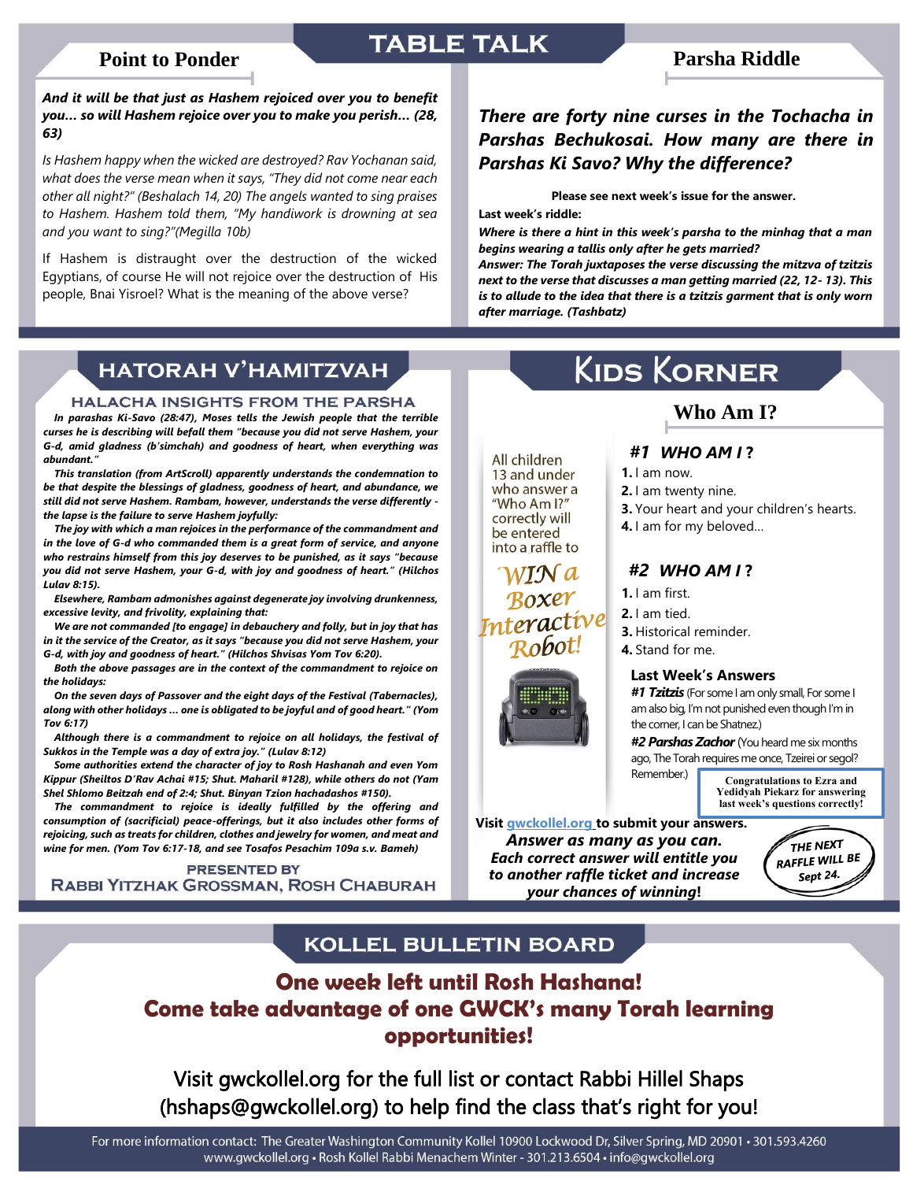# TABLE TALK

## Point to Ponder

***And it will be that just as Hashem rejoiced over you to benefit you… so will Hashem rejoice over you to make you perish… (28, 63)***

*Is Hashem happy when the wicked are destroyed? Rav Yochanan said, what does the verse mean when it says, "They did not come near each other all night?" (Beshalach 14, 20) The angels wanted to sing praises to Hashem. Hashem told them, "My handiwork is drowning at sea and you want to sing?"(Megilla 10b)*

If Hashem is distraught over the destruction of the wicked Egyptians, of course He will not rejoice over the destruction of His people, Bnai Yisroel? What is the meaning of the above verse?

## Parsha Riddle

***There are forty nine curses in the Tochacha in Parshas Bechukosai. How many are there in Parshas Ki Savo? Why the difference?***

**Please see next week's issue for the answer.**

**Last week's riddle:**

***Where is there a hint in this week's parsha to the minhag that a man begins wearing a tallis only after he gets married?***

***Answer: The Torah juxtaposes the verse discussing the mitzva of tzitzis next to the verse that discusses a man getting married (22, 12- 13). This is to allude to the idea that there is a tzitzis garment that is only worn after marriage. (Tashbatz)***

# HATORAH V'HAMITZVAH

## HALACHA INSIGHTS FROM THE PARSHA

***In parashas Ki-Savo (28:47), Moses tells the Jewish people that the terrible curses he is describing will befall them "because you did not serve Hashem, your G-d, amid gladness (b'simchah) and goodness of heart, when everything was abundant."***

***This translation (from ArtScroll) apparently understands the condemnation to be that despite the blessings of gladness, goodness of heart, and abundance, we still did not serve Hashem. Rambam, however, understands the verse differently - the lapse is the failure to serve Hashem joyfully:***

***The joy with which a man rejoices in the performance of the commandment and in the love of G-d who commanded them is a great form of service, and anyone who restrains himself from this joy deserves to be punished, as it says "because you did not serve Hashem, your G-d, with joy and goodness of heart." (Hilchos Lulav 8:15).***

***Elsewhere, Rambam admonishes against degenerate joy involving drunkenness, excessive levity, and frivolity, explaining that:***

***We are not commanded [to engage] in debauchery and folly, but in joy that has in it the service of the Creator, as it says "because you did not serve Hashem, your G-d, with joy and goodness of heart." (Hilchos Shvisas Yom Tov 6:20).***

***Both the above passages are in the context of the commandment to rejoice on the holidays:***

***On the seven days of Passover and the eight days of the Festival (Tabernacles), along with other holidays … one is obligated to be joyful and of good heart." (Yom Tov 6:17)***

***Although there is a commandment to rejoice on all holidays, the festival of Sukkos in the Temple was a day of extra joy." (Lulav 8:12)***

***Some authorities extend the character of joy to Rosh Hashanah and even Yom Kippur (Sheiltos D'Rav Achai #15; Shut. Maharil #128), while others do not (Yam Shel Shlomo Beitzah end of 2:4; Shut. Binyan Tzion hachadashos #150).***

***The commandment to rejoice is ideally fulfilled by the offering and consumption of (sacrificial) peace-offerings, but it also includes other forms of rejoicing, such as treats for children, clothes and jewelry for women, and meat and wine for men. (Yom Tov 6:17-18, and see Tosafos Pesachim 109a s.v. Bameh)***

PRESENTED BY
RABBI YITZHAK GROSSMAN, ROSH CHABURAH

# KIDS KORNER

## Who Am I?

All children 13 and under who answer a "Who Am I?" correctly will be entered into a raffle to

WIN a Boxer Interactive Robot!

### #1 WHO AM I ?

1. I am now.
2. I am twenty nine.
3. Your heart and your children's hearts.
4. I am for my beloved…

### #2 WHO AM I ?

1. I am first.
2. I am tied.
3. Historical reminder.
4. Stand for me.

### Last Week's Answers

***#1 Tzitzis*** (For some I am only small, For some I am also big, I'm not punished even though I'm in the corner, I can be Shatnez.)

***#2 Parshas Zachor*** (You heard me six months ago, The Torah requires me once, Tzeirei or segol? Remember.)

**Congratulations to Ezra and Yedidyah Piekarz for answering last week's questions correctly!**

**Visit gwckollel.org to submit your answers.**

***Answer as many as you can. Each correct answer will entitle you to another raffle ticket and increase your chances of winning!***

*THE NEXT RAFFLE WILL BE Sept 24.*

# KOLLEL BULLETIN BOARD

**One week left until Rosh Hashana!**
**Come take advantage of one GWCK's many Torah learning opportunities!**

Visit gwckollel.org for the full list or contact Rabbi Hillel Shaps (hshaps@gwckollel.org) to help find the class that's right for you!

For more information contact: The Greater Washington Community Kollel 10900 Lockwood Dr, Silver Spring, MD 20901 • 301.593.4260
www.gwckollel.org • Rosh Kollel Rabbi Menachem Winter - 301.213.6504 • info@gwckollel.org